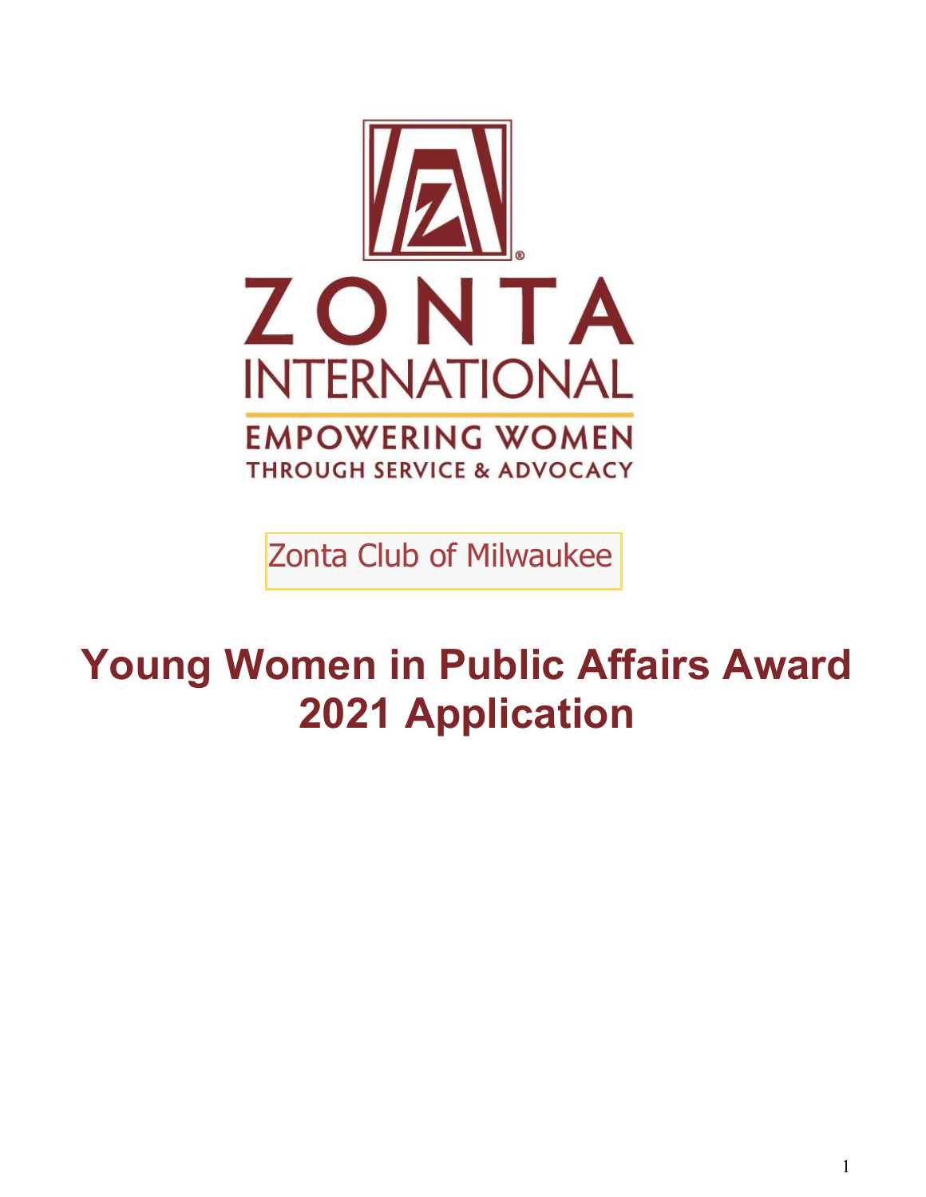ZONTA INTERNATIONAL

EMPOWERING WOMEN THROUGH SERVICE & ADVOCACY

Zonta Club of Milwaukee

# Young Women in Public Affairs Award 2021 Application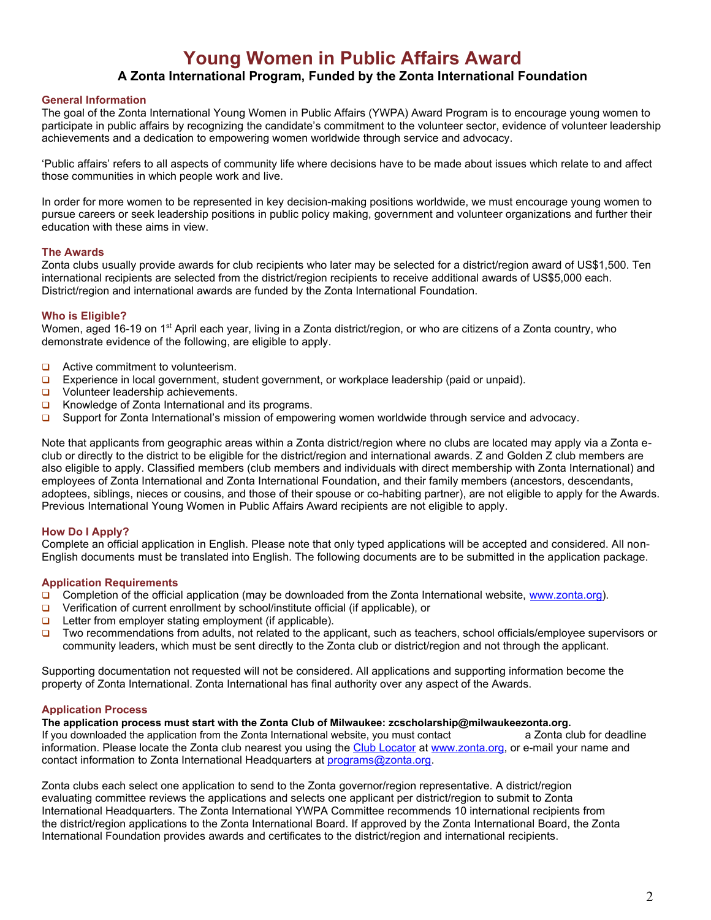# Young Women in Public Affairs Award

### A Zonta International Program, Funded by the Zonta International Foundation

## General Information

The goal of the Zonta International Young Women in Public Affairs (YWPA) Award Program is to encourage young women to participate in public affairs by recognizing the candidate's commitment to the volunteer sector, evidence of volunteer leadership achievements and a dedication to empowering women worldwide through service and advocacy.

'Public affairs' refers to all aspects of community life where decisions have to be made about issues which relate to and affect those communities in which people work and live.

In order for more women to be represented in key decision-making positions worldwide, we must encourage young women to pursue careers or seek leadership positions in public policy making, government and volunteer organizations and further their education with these aims in view.

## The Awards

Zonta clubs usually provide awards for club recipients who later may be selected for a district/region award of US$1,500. Ten international recipients are selected from the district/region recipients to receive additional awards of US$5,000 each. District/region and international awards are funded by the Zonta International Foundation.

## Who is Eligible?

Women, aged 16-19 on 1st April each year, living in a Zonta district/region, or who are citizens of a Zonta country, who demonstrate evidence of the following, are eligible to apply.

- Active commitment to volunteerism.
- Experience in local government, student government, or workplace leadership (paid or unpaid).
- Volunteer leadership achievements.
- Knowledge of Zonta International and its programs.
- Support for Zonta International's mission of empowering women worldwide through service and advocacy.

Note that applicants from geographic areas within a Zonta district/region where no clubs are located may apply via a Zonta e-club or directly to the district to be eligible for the district/region and international awards. Z and Golden Z club members are also eligible to apply. Classified members (club members and individuals with direct membership with Zonta International) and employees of Zonta International and Zonta International Foundation, and their family members (ancestors, descendants, adoptees, siblings, nieces or cousins, and those of their spouse or co-habiting partner), are not eligible to apply for the Awards. Previous International Young Women in Public Affairs Award recipients are not eligible to apply.

## How Do I Apply?

Complete an official application in English. Please note that only typed applications will be accepted and considered. All non-English documents must be translated into English. The following documents are to be submitted in the application package.

## Application Requirements

- Completion of the official application (may be downloaded from the Zonta International website, [www.zonta.org](www.zonta.org)).
- Verification of current enrollment by school/institute official (if applicable), or
- Letter from employer stating employment (if applicable).
- Two recommendations from adults, not related to the applicant, such as teachers, school officials/employee supervisors or community leaders, which must be sent directly to the Zonta club or district/region and not through the applicant.

Supporting documentation not requested will not be considered. All applications and supporting information become the property of Zonta International. Zonta International has final authority over any aspect of the Awards.

## Application Process

**The application process must start with the Zonta Club of Milwaukee: zcscholarship@milwaukeezonta.org.**
If you downloaded the application from the Zonta International website, you must contact a Zonta club for deadline information. Please locate the Zonta club nearest you using the Club Locator at [www.zonta.org](www.zonta.org), or e-mail your name and contact information to Zonta International Headquarters at [programs@zonta.org](mailto:programs@zonta.org).

Zonta clubs each select one application to send to the Zonta governor/region representative. A district/region evaluating committee reviews the applications and selects one applicant per district/region to submit to Zonta International Headquarters. The Zonta International YWPA Committee recommends 10 international recipients from the district/region applications to the Zonta International Board. If approved by the Zonta International Board, the Zonta International Foundation provides awards and certificates to the district/region and international recipients.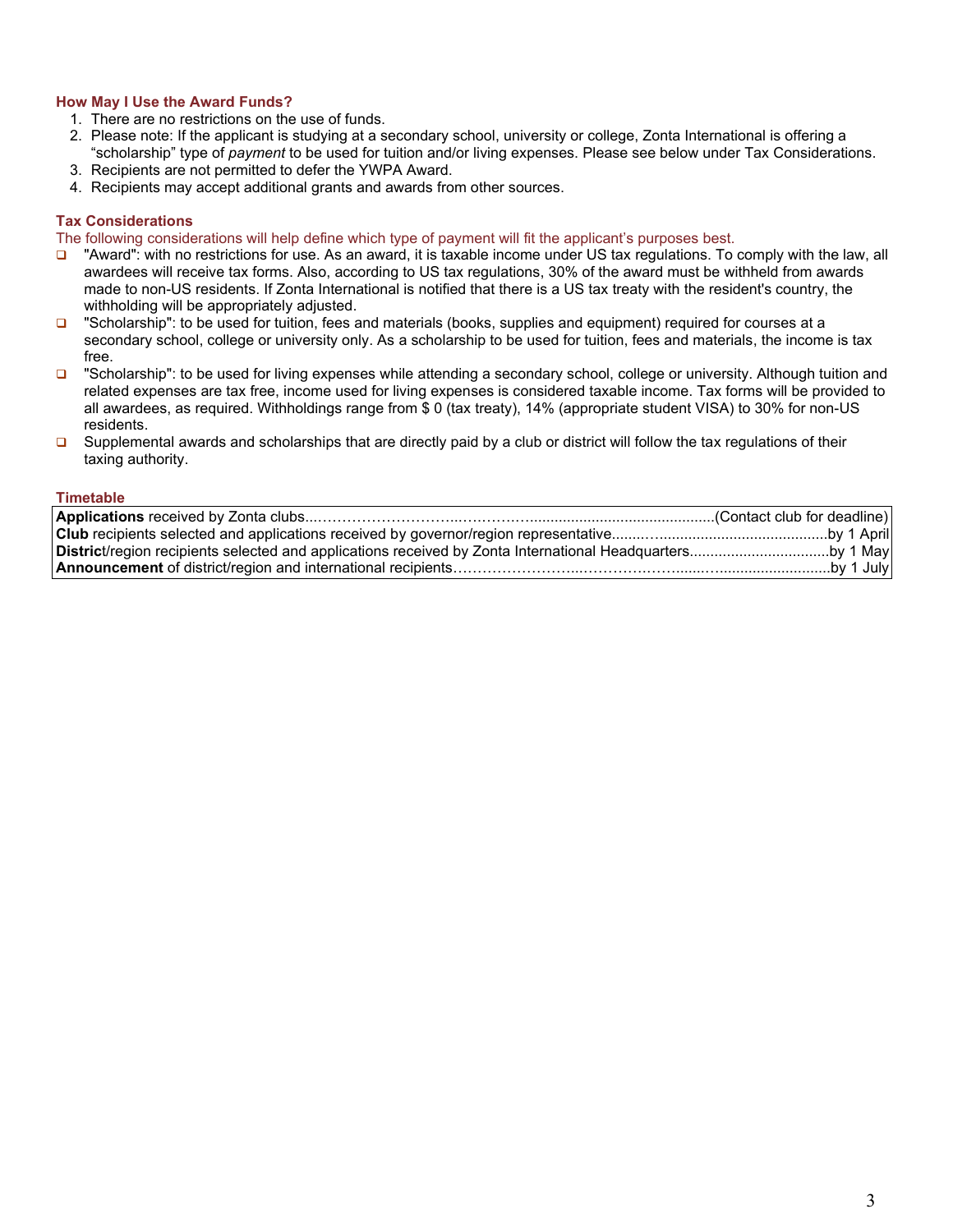### How May I Use the Award Funds?

1. There are no restrictions on the use of funds.
2. Please note: If the applicant is studying at a secondary school, university or college, Zonta International is offering a "scholarship" type of *payment* to be used for tuition and/or living expenses. Please see below under Tax Considerations.
3. Recipients are not permitted to defer the YWPA Award.
4. Recipients may accept additional grants and awards from other sources.

### Tax Considerations

The following considerations will help define which type of payment will fit the applicant's purposes best.

- "Award": with no restrictions for use. As an award, it is taxable income under US tax regulations. To comply with the law, all awardees will receive tax forms. Also, according to US tax regulations, 30% of the award must be withheld from awards made to non-US residents. If Zonta International is notified that there is a US tax treaty with the resident's country, the withholding will be appropriately adjusted.
- "Scholarship": to be used for tuition, fees and materials (books, supplies and equipment) required for courses at a secondary school, college or university only. As a scholarship to be used for tuition, fees and materials, the income is tax free.
- "Scholarship": to be used for living expenses while attending a secondary school, college or university. Although tuition and related expenses are tax free, income used for living expenses is considered taxable income. Tax forms will be provided to all awardees, as required. Withholdings range from $ 0 (tax treaty), 14% (appropriate student VISA) to 30% for non-US residents.
- Supplemental awards and scholarships that are directly paid by a club or district will follow the tax regulations of their taxing authority.

### Timetable

| | |
|---|---|
| **Applications** received by Zonta clubs | (Contact club for deadline) |
| **Club** recipients selected and applications received by governor/region representative | by 1 April |
| **District**/region recipients selected and applications received by Zonta International Headquarters | by 1 May |
| **Announcement** of district/region and international recipients | by 1 July |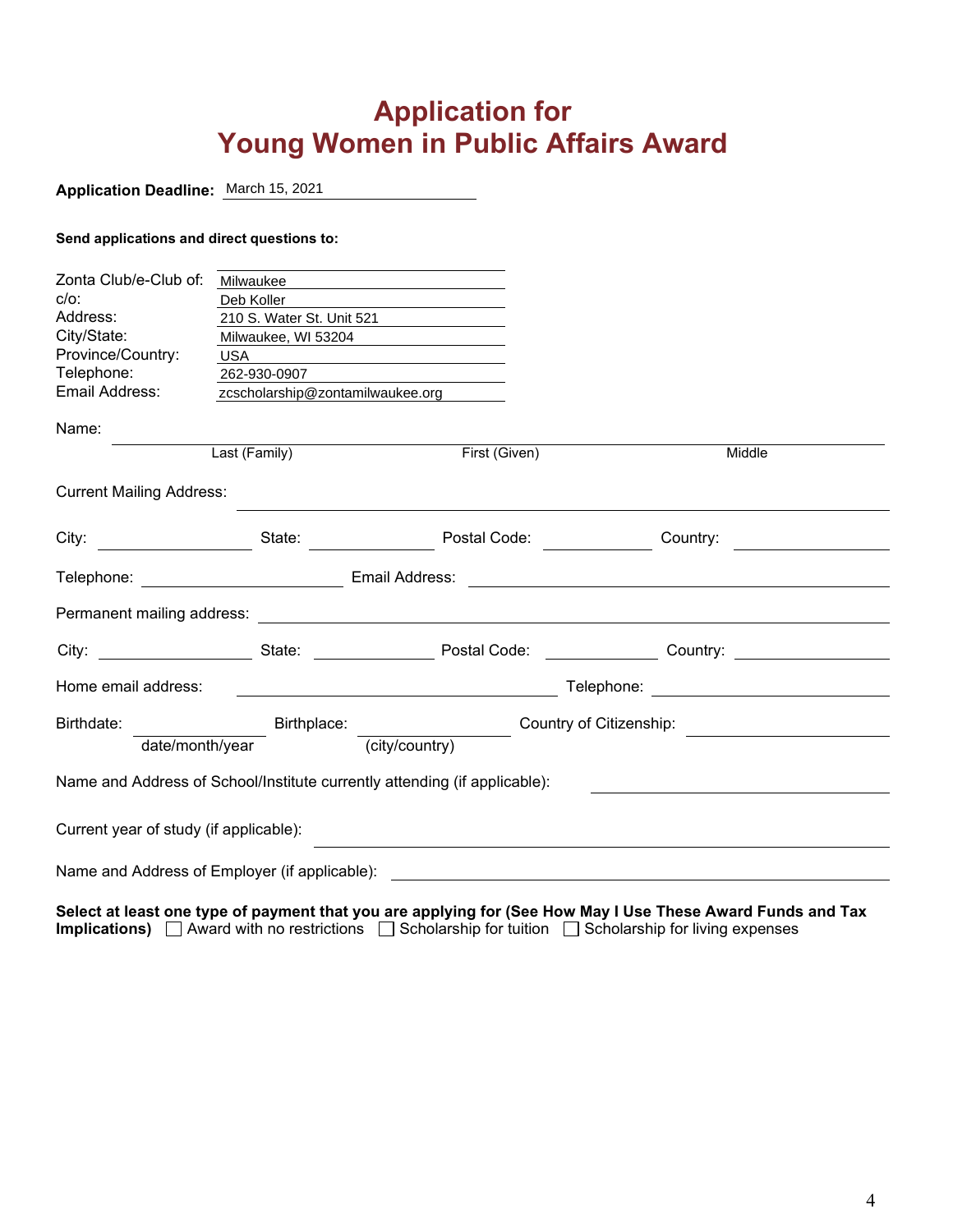# Application for Young Women in Public Affairs Award

**Application Deadline:** March 15, 2021

**Send applications and direct questions to:**

Zonta Club/e-Club of: Milwaukee
c/o: Deb Koller
Address: 210 S. Water St. Unit 521
City/State: Milwaukee, WI 53204
Province/Country: USA
Telephone: 262-930-0907
Email Address: zcscholarship@zontamilwaukee.org

Name: ______________________________________________

Last (Family) First (Given) Middle

Current Mailing Address: ______________________________________________

City: ____________ State: ____________ Postal Code: ____________ Country: ____________

Telephone: ____________ Email Address: ______________________________

Permanent mailing address: ______________________________________________

City: ____________ State: ____________ Postal Code: ____________ Country: ____________

Home email address: ______________________________ Telephone: ____________

Birthdate: ____________ (date/month/year) Birthplace: ____________ (city/country) Country of Citizenship: ____________

Name and Address of School/Institute currently attending (if applicable): ______________________________

Current year of study (if applicable): ______________________________

Name and Address of Employer (if applicable): ______________________________

**Select at least one type of payment that you are applying for (See How May I Use These Award Funds and Tax Implications)** ☐ Award with no restrictions ☐ Scholarship for tuition ☐ Scholarship for living expenses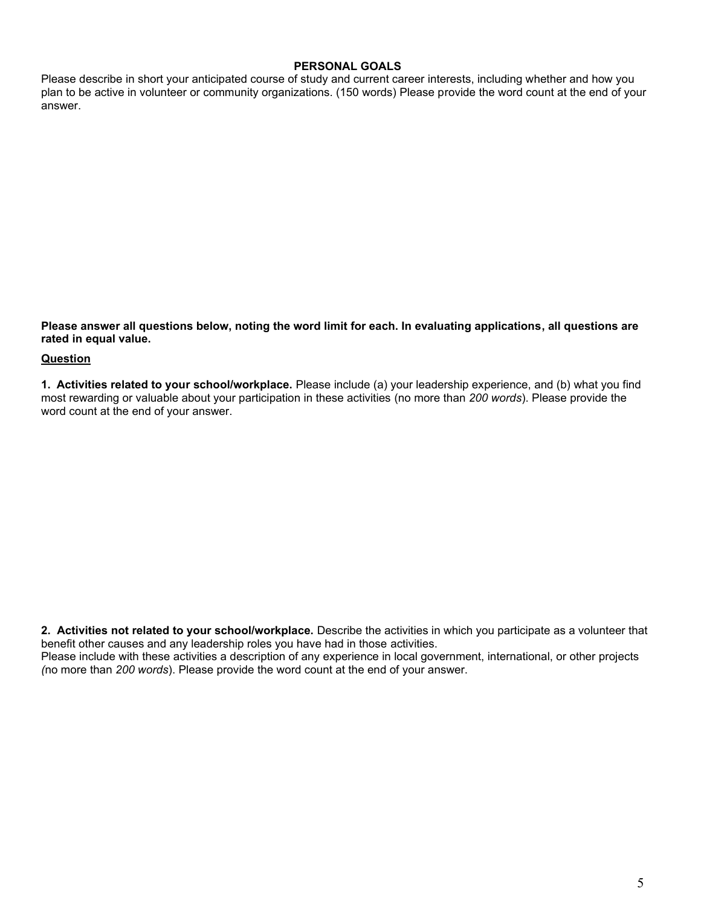## PERSONAL GOALS

Please describe in short your anticipated course of study and current career interests, including whether and how you plan to be active in volunteer or community organizations. (150 words) Please provide the word count at the end of your answer.

**Please answer all questions below, noting the word limit for each. In evaluating applications, all questions are rated in equal value.**

**<u>Question</u>**

**1. Activities related to your school/workplace.** Please include (a) your leadership experience, and (b) what you find most rewarding or valuable about your participation in these activities (no more than *200 words*). Please provide the word count at the end of your answer.

**2. Activities not related to your school/workplace.** Describe the activities in which you participate as a volunteer that benefit other causes and any leadership roles you have had in those activities.
Please include with these activities a description of any experience in local government, international, or other projects *(*no more than *200 words*). Please provide the word count at the end of your answer.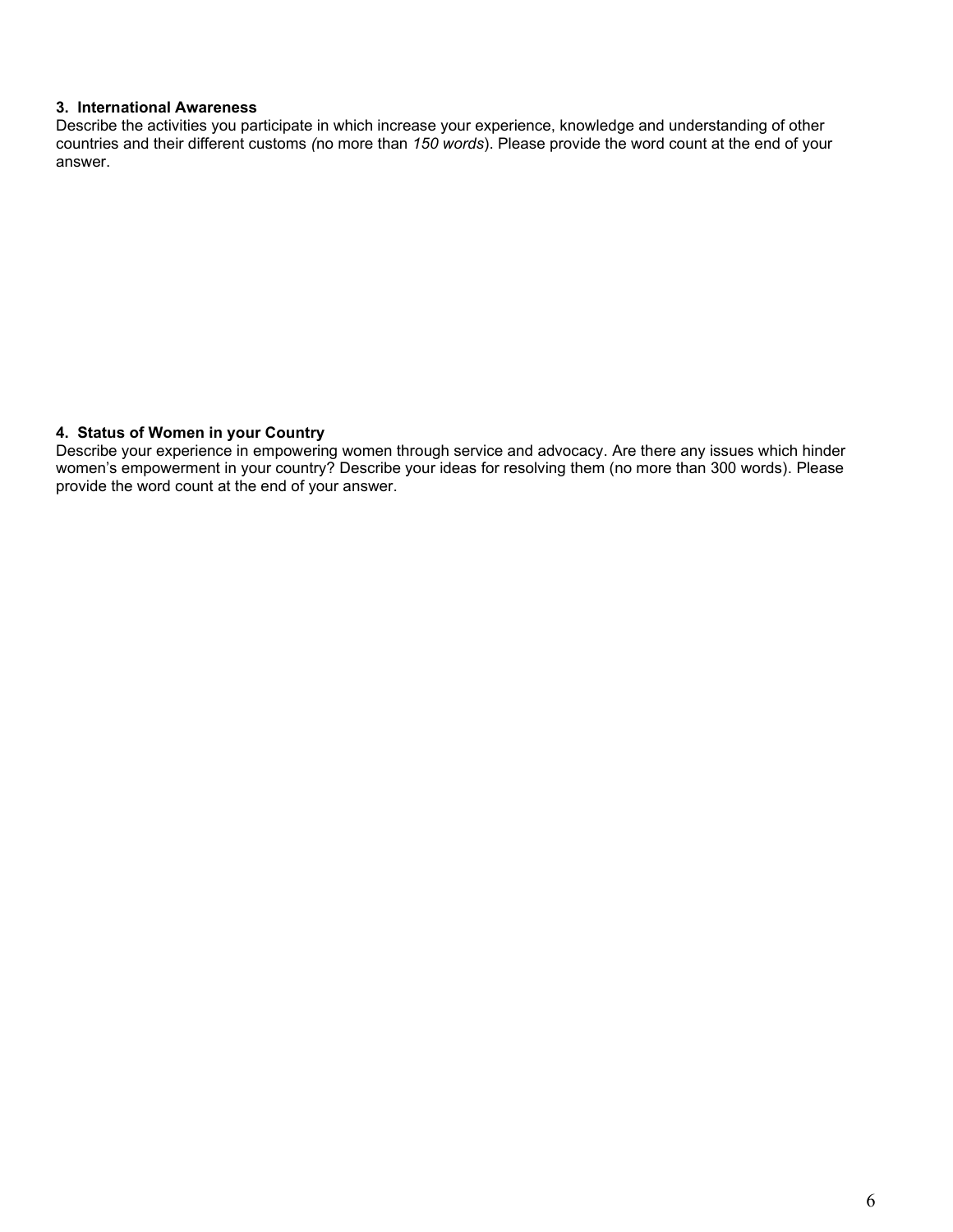**3. International Awareness**

Describe the activities you participate in which increase your experience, knowledge and understanding of other countries and their different customs *(*no more than *150 words*). Please provide the word count at the end of your answer.

**4. Status of Women in your Country**

Describe your experience in empowering women through service and advocacy. Are there any issues which hinder women's empowerment in your country? Describe your ideas for resolving them (no more than 300 words). Please provide the word count at the end of your answer.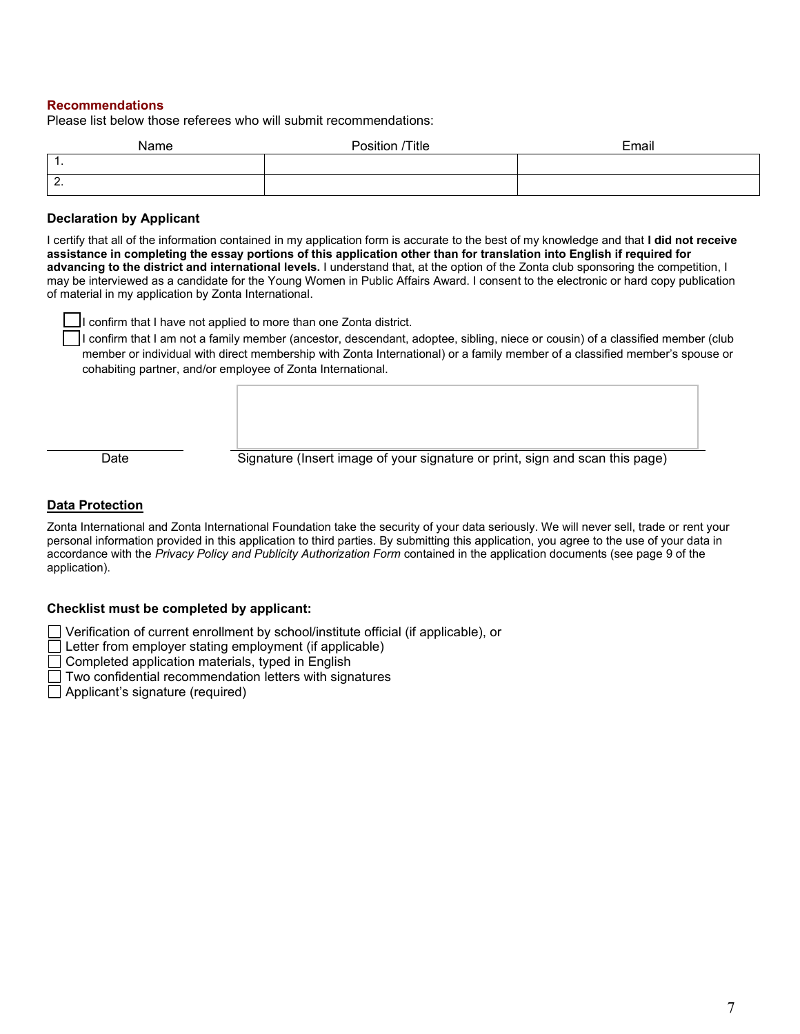### Recommendations

Please list below those referees who will submit recommendations:

| Name | Position /Title | Email |
|---|---|---|
| 1. | | |
| 2. | | |

### Declaration by Applicant

I certify that all of the information contained in my application form is accurate to the best of my knowledge and that **I did not receive assistance in completing the essay portions of this application other than for translation into English if required for advancing to the district and international levels.** I understand that, at the option of the Zonta club sponsoring the competition, I may be interviewed as a candidate for the Young Women in Public Affairs Award. I consent to the electronic or hard copy publication of material in my application by Zonta International.

- ☐ I confirm that I have not applied to more than one Zonta district.
- ☐ I confirm that I am not a family member (ancestor, descendant, adoptee, sibling, niece or cousin) of a classified member (club member or individual with direct membership with Zonta International) or a family member of a classified member's spouse or cohabiting partner, and/or employee of Zonta International.

\_\_\_\_\_\_\_\_\_\_\_\_\_\_\_\_\_\_\_\_ \_\_\_\_\_\_\_\_\_\_\_\_\_\_\_\_\_\_\_\_\_\_\_\_\_\_\_\_\_\_\_\_\_\_\_\_\_\_\_\_

Date Signature (Insert image of your signature or print, sign and scan this page)

### Data Protection

Zonta International and Zonta International Foundation take the security of your data seriously. We will never sell, trade or rent your personal information provided in this application to third parties. By submitting this application, you agree to the use of your data in accordance with the *Privacy Policy and Publicity Authorization Form* contained in the application documents (see page 9 of the application).

### Checklist must be completed by applicant:

- ☐ Verification of current enrollment by school/institute official (if applicable), or
- ☐ Letter from employer stating employment (if applicable)
- ☐ Completed application materials, typed in English
- ☐ Two confidential recommendation letters with signatures
- ☐ Applicant's signature (required)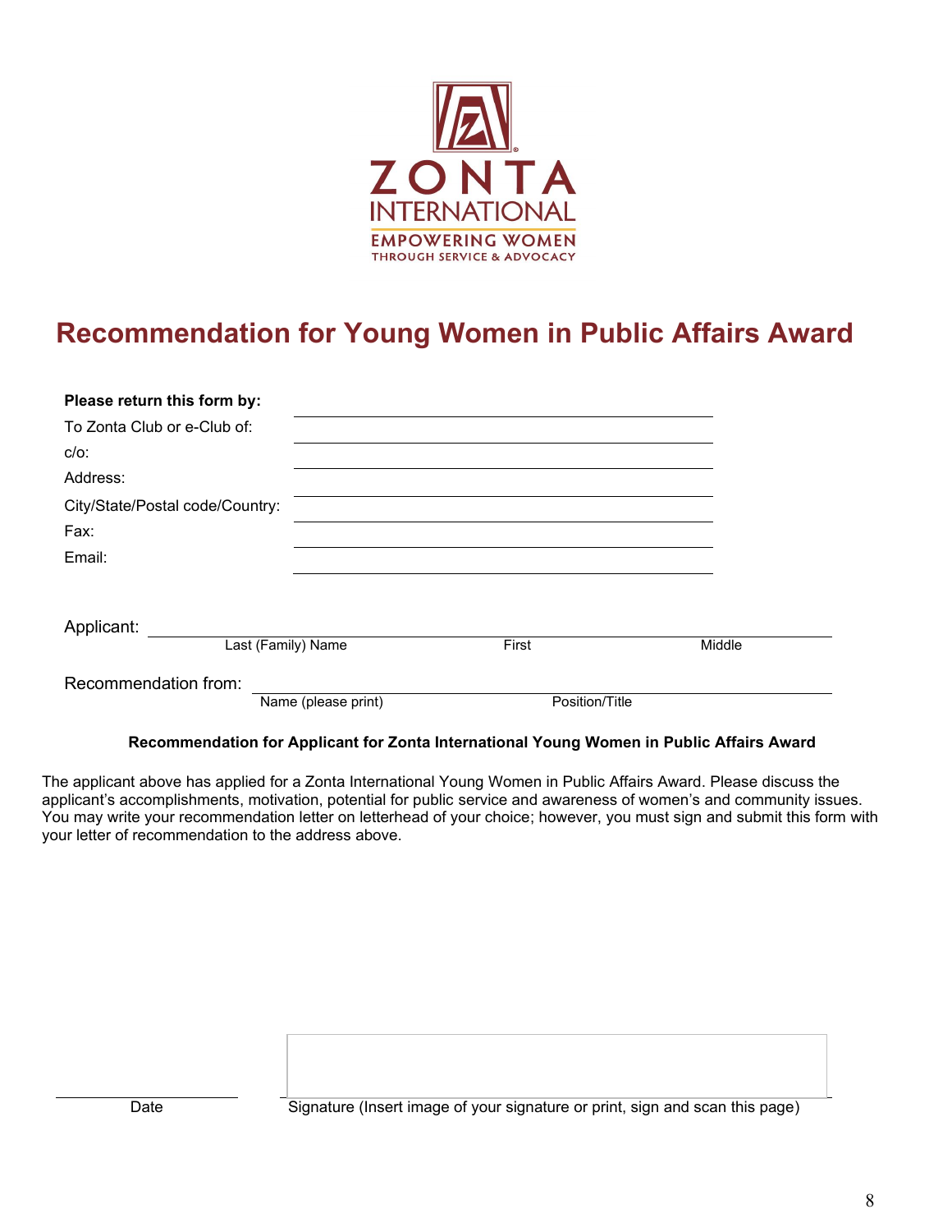ZONTA INTERNATIONAL

EMPOWERING WOMEN THROUGH SERVICE & ADVOCACY

# Recommendation for Young Women in Public Affairs Award

**Please return this form by:** \_\_\_\_\_\_\_\_\_\_\_\_\_\_\_\_\_\_\_\_\_\_\_\_

To Zonta Club or e-Club of: \_\_\_\_\_\_\_\_\_\_\_\_\_\_\_\_\_\_\_\_\_\_\_\_

c/o: \_\_\_\_\_\_\_\_\_\_\_\_\_\_\_\_\_\_\_\_\_\_\_\_

Address: \_\_\_\_\_\_\_\_\_\_\_\_\_\_\_\_\_\_\_\_\_\_\_\_

City/State/Postal code/Country: \_\_\_\_\_\_\_\_\_\_\_\_\_\_\_\_\_\_\_\_\_\_\_\_

Fax: \_\_\_\_\_\_\_\_\_\_\_\_\_\_\_\_\_\_\_\_\_\_\_\_

Email: \_\_\_\_\_\_\_\_\_\_\_\_\_\_\_\_\_\_\_\_\_\_\_\_

Applicant: \_\_\_\_\_\_\_\_\_\_\_\_\_\_\_\_\_\_\_\_\_\_\_\_\_\_\_\_\_\_\_\_\_\_\_\_\_\_\_\_\_\_\_\_

Last (Family) Name First Middle

Recommendation from: \_\_\_\_\_\_\_\_\_\_\_\_\_\_\_\_\_\_\_\_\_\_\_\_\_\_\_\_\_\_\_\_\_\_\_\_\_\_\_\_\_\_\_\_

Name (please print) Position/Title

**Recommendation for Applicant for Zonta International Young Women in Public Affairs Award**

The applicant above has applied for a Zonta International Young Women in Public Affairs Award. Please discuss the applicant's accomplishments, motivation, potential for public service and awareness of women's and community issues. You may write your recommendation letter on letterhead of your choice; however, you must sign and submit this form with your letter of recommendation to the address above.

\_\_\_\_\_\_\_\_\_\_\_\_\_\_\_\_ \_\_\_\_\_\_\_\_\_\_\_\_\_\_\_\_\_\_\_\_\_\_\_\_\_\_\_\_\_\_\_\_

Date Signature (Insert image of your signature or print, sign and scan this page)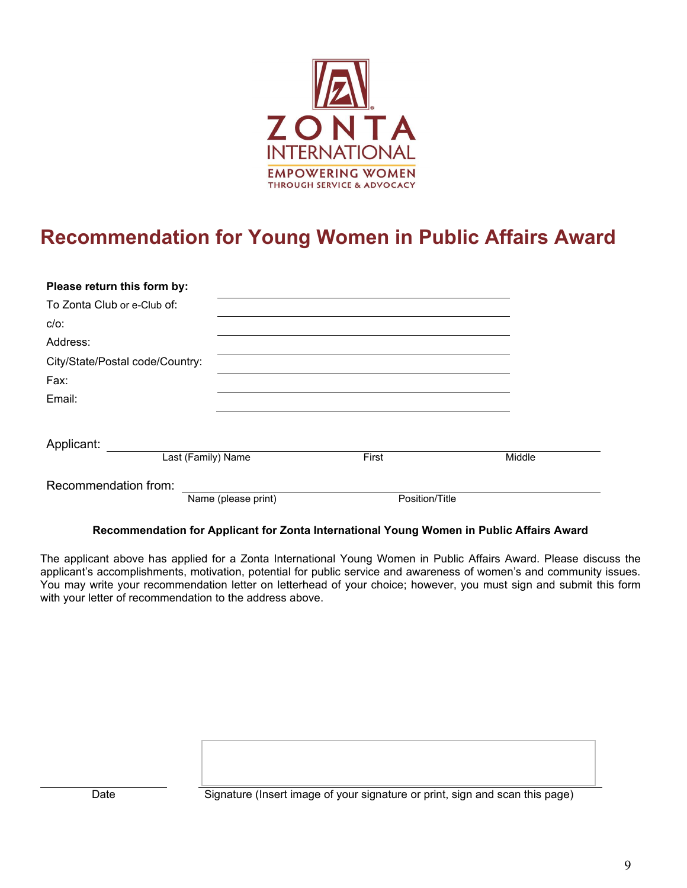ZONTA INTERNATIONAL

EMPOWERING WOMEN THROUGH SERVICE & ADVOCACY

# Recommendation for Young Women in Public Affairs Award

**Please return this form by:** ______________________

To Zonta Club or e-Club of: ______________________

c/o: ______________________

Address: ______________________

City/State/Postal code/Country: ______________________

Fax: ______________________

Email: ______________________

Applicant: ______________________

Last (Family) Name　　First　　Middle

Recommendation from: ______________________

Name (please print)　　Position/Title

**Recommendation for Applicant for Zonta International Young Women in Public Affairs Award**

The applicant above has applied for a Zonta International Young Women in Public Affairs Award. Please discuss the applicant's accomplishments, motivation, potential for public service and awareness of women's and community issues. You may write your recommendation letter on letterhead of your choice; however, you must sign and submit this form with your letter of recommendation to the address above.

______________________　　______________________

Date　　Signature (Insert image of your signature or print, sign and scan this page)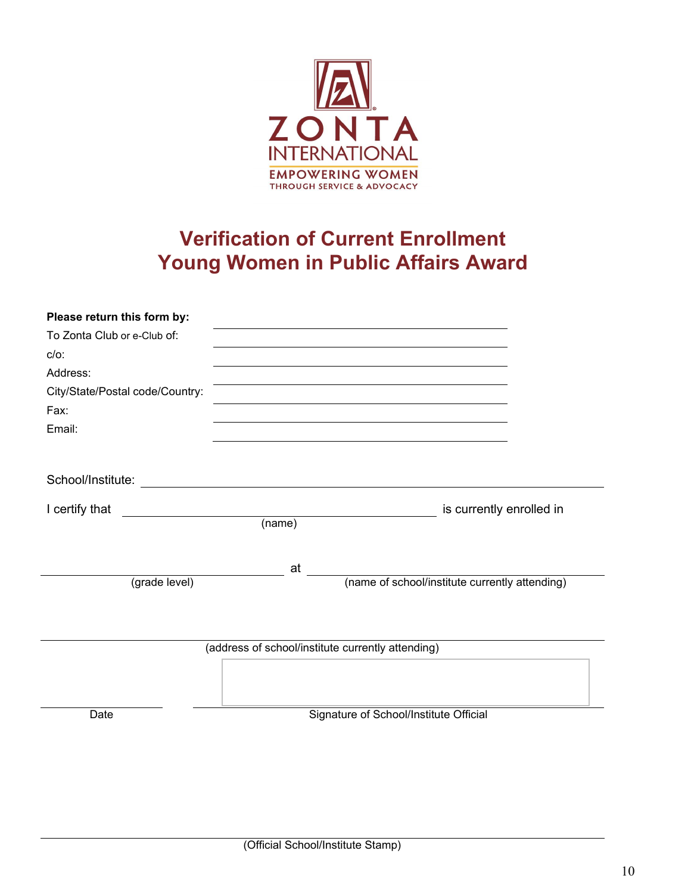ZONTA INTERNATIONAL

EMPOWERING WOMEN THROUGH SERVICE & ADVOCACY

# Verification of Current Enrollment
# Young Women in Public Affairs Award

**Please return this form by:** ______________________________

To Zonta Club or e-Club of: ______________________________

c/o: ______________________________

Address: ______________________________

City/State/Postal code/Country: ______________________________

Fax: ______________________________

Email: ______________________________

School/Institute: ______________________________

I certify that ______________________________ is currently enrolled in
(name)

______________________________ at ______________________________
(grade level) (name of school/institute currently attending)

______________________________
(address of school/institute currently attending)

______________________________ ______________________________
Date Signature of School/Institute Official

______________________________
(Official School/Institute Stamp)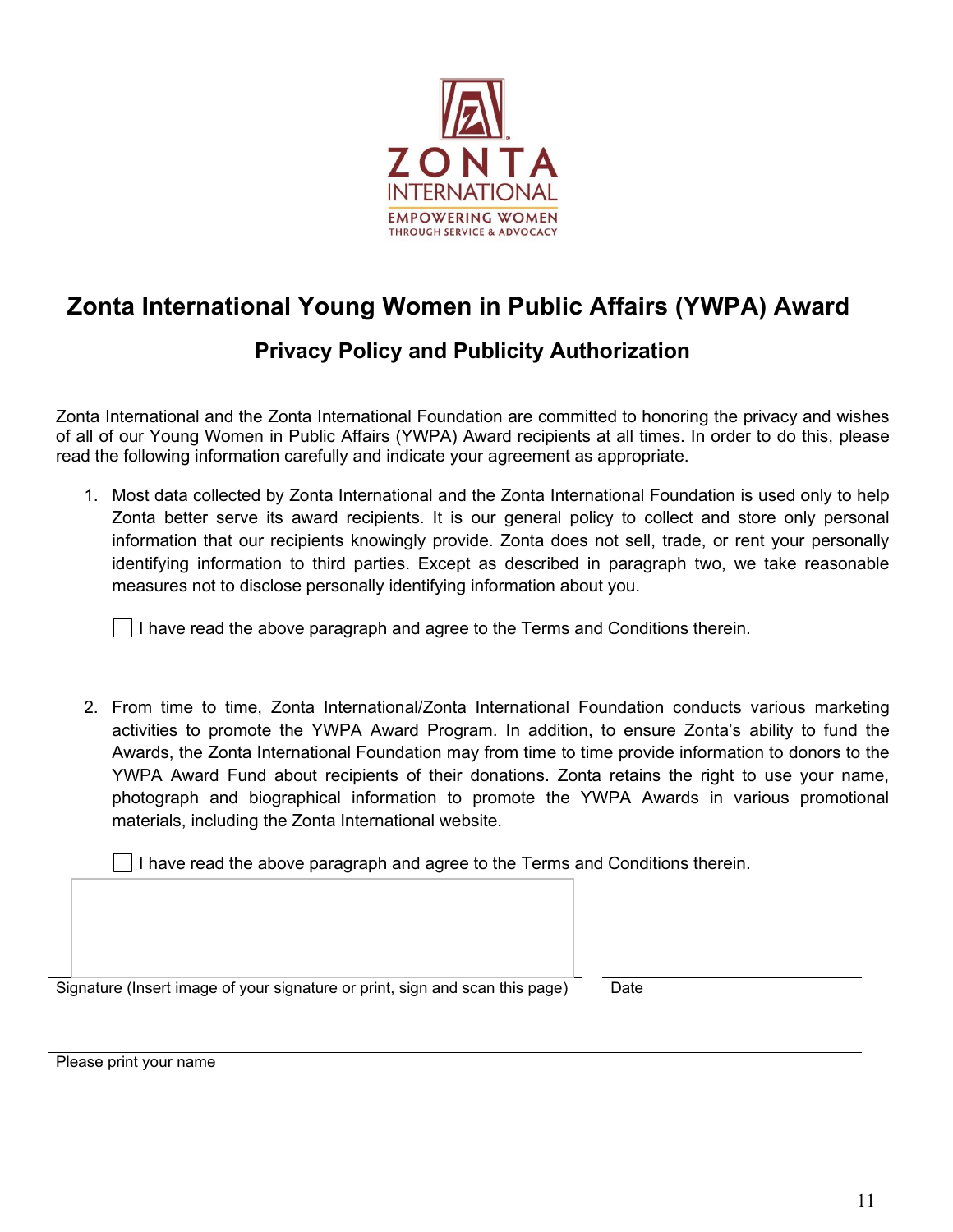ZONTA INTERNATIONAL

EMPOWERING WOMEN THROUGH SERVICE & ADVOCACY

# Zonta International Young Women in Public Affairs (YWPA) Award

## Privacy Policy and Publicity Authorization

Zonta International and the Zonta International Foundation are committed to honoring the privacy and wishes of all of our Young Women in Public Affairs (YWPA) Award recipients at all times. In order to do this, please read the following information carefully and indicate your agreement as appropriate.

1. Most data collected by Zonta International and the Zonta International Foundation is used only to help Zonta better serve its award recipients. It is our general policy to collect and store only personal information that our recipients knowingly provide. Zonta does not sell, trade, or rent your personally identifying information to third parties. Except as described in paragraph two, we take reasonable measures not to disclose personally identifying information about you.

   ☐ I have read the above paragraph and agree to the Terms and Conditions therein.

2. From time to time, Zonta International/Zonta International Foundation conducts various marketing activities to promote the YWPA Award Program. In addition, to ensure Zonta's ability to fund the Awards, the Zonta International Foundation may from time to time provide information to donors to the YWPA Award Fund about recipients of their donations. Zonta retains the right to use your name, photograph and biographical information to promote the YWPA Awards in various promotional materials, including the Zonta International website.

   ☐ I have read the above paragraph and agree to the Terms and Conditions therein.

Signature (Insert image of your signature or print, sign and scan this page) ____________________

Date ____________________

Please print your name ____________________